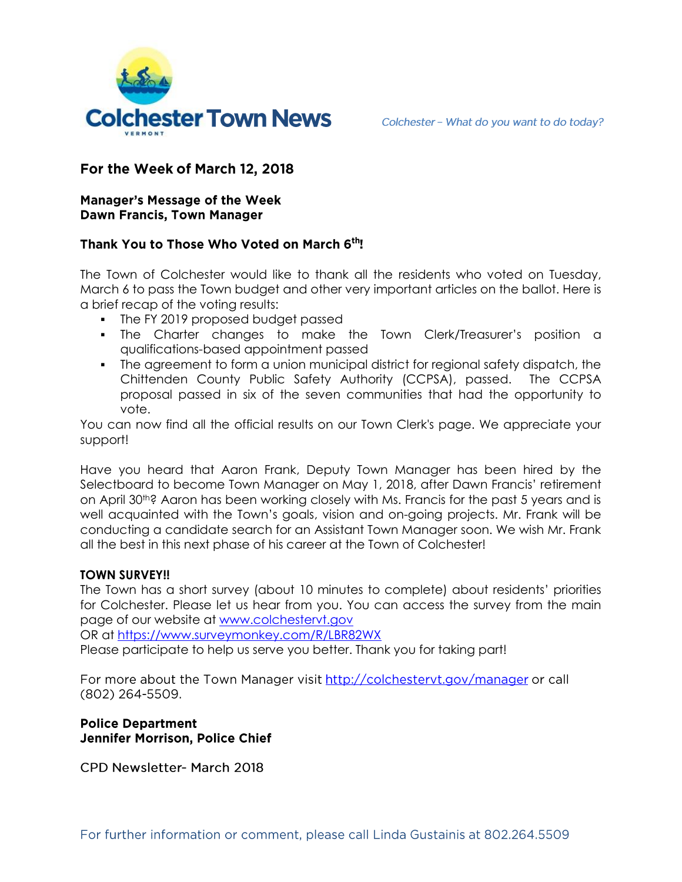# Colchester Town News

*Colchester – What do you want to do today?*

## For the Week of March 12, 2018

**Manager's Message of the Week**
**Dawn Francis, Town Manager**

### Thank You to Those Who Voted on March 6th!

The Town of Colchester would like to thank all the residents who voted on Tuesday, March 6 to pass the Town budget and other very important articles on the ballot. Here is a brief recap of the voting results:

- The FY 2019 proposed budget passed
- The Charter changes to make the Town Clerk/Treasurer's position a qualifications-based appointment passed
- The agreement to form a union municipal district for regional safety dispatch, the Chittenden County Public Safety Authority (CCPSA), passed. The CCPSA proposal passed in six of the seven communities that had the opportunity to vote.

You can now find all the official results on our Town Clerk's page. We appreciate your support!

Have you heard that Aaron Frank, Deputy Town Manager has been hired by the Selectboard to become Town Manager on May 1, 2018, after Dawn Francis' retirement on April 30th? Aaron has been working closely with Ms. Francis for the past 5 years and is well acquainted with the Town's goals, vision and on-going projects. Mr. Frank will be conducting a candidate search for an Assistant Town Manager soon. We wish Mr. Frank all the best in this next phase of his career at the Town of Colchester!

**TOWN SURVEY!!**

The Town has a short survey (about 10 minutes to complete) about residents' priorities for Colchester. Please let us hear from you. You can access the survey from the main page of our website at www.colchestervt.gov
OR at https://www.surveymonkey.com/R/LBR82WX
Please participate to help us serve you better. Thank you for taking part!

For more about the Town Manager visit http://colchestervt.gov/manager or call (802) 264-5509.

**Police Department**
**Jennifer Morrison, Police Chief**

CPD Newsletter- March 2018

For further information or comment, please call Linda Gustainis at 802.264.5509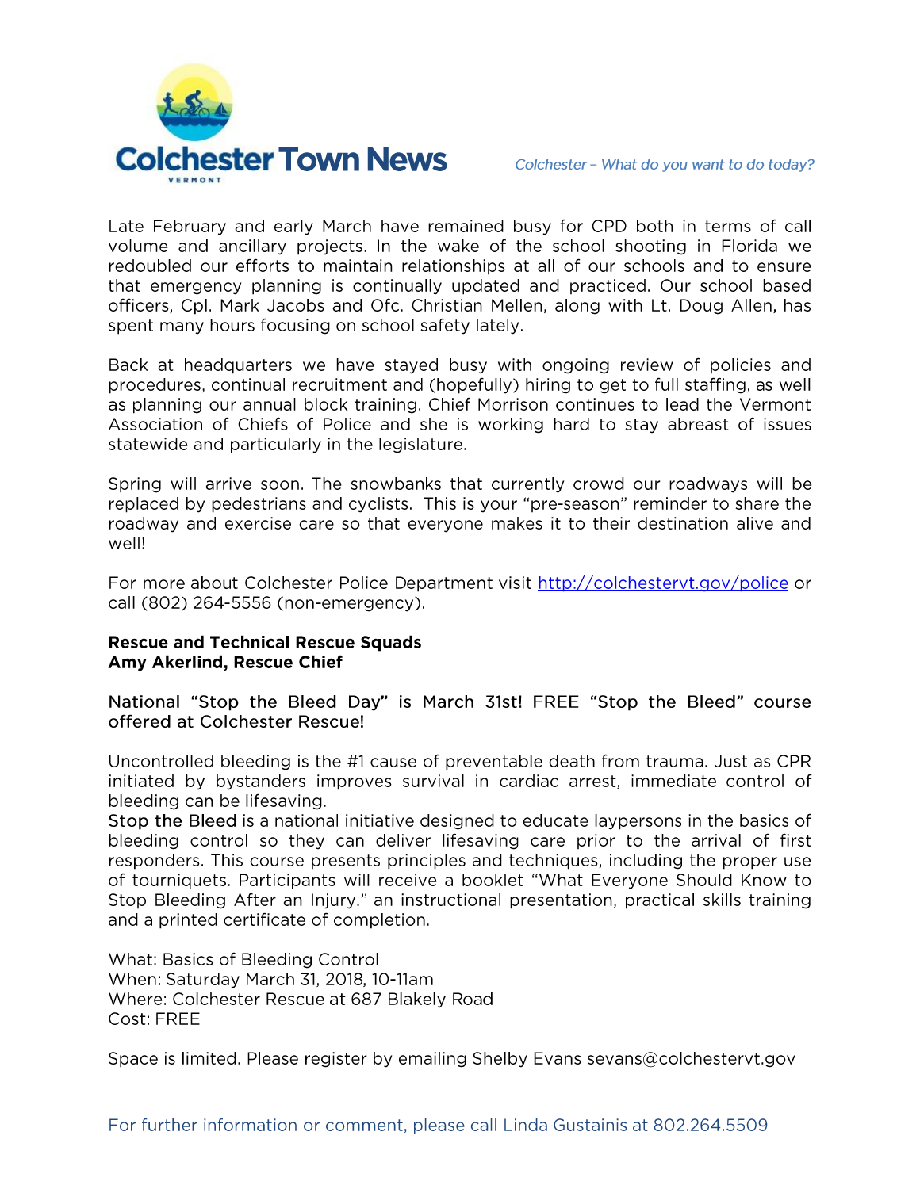Late February and early March have remained busy for CPD both in terms of call volume and ancillary projects. In the wake of the school shooting in Florida we redoubled our efforts to maintain relationships at all of our schools and to ensure that emergency planning is continually updated and practiced. Our school based officers, Cpl. Mark Jacobs and Ofc. Christian Mellen, along with Lt. Doug Allen, has spent many hours focusing on school safety lately.

Back at headquarters we have stayed busy with ongoing review of policies and procedures, continual recruitment and (hopefully) hiring to get to full staffing, as well as planning our annual block training. Chief Morrison continues to lead the Vermont Association of Chiefs of Police and she is working hard to stay abreast of issues statewide and particularly in the legislature.

Spring will arrive soon. The snowbanks that currently crowd our roadways will be replaced by pedestrians and cyclists. This is your "pre-season" reminder to share the roadway and exercise care so that everyone makes it to their destination alive and well!

For more about Colchester Police Department visit http://colchestervt.gov/police or call (802) 264-5556 (non-emergency).

**Rescue and Technical Rescue Squads**
**Amy Akerlind, Rescue Chief**

National "Stop the Bleed" Day" is March 31st! FREE "Stop the Bleed" course offered at Colchester Rescue!

Uncontrolled bleeding is the #1 cause of preventable death from trauma. Just as CPR initiated by bystanders improves survival in cardiac arrest, immediate control of bleeding can be lifesaving.
Stop the Bleed is a national initiative designed to educate laypersons in the basics of bleeding control so they can deliver lifesaving care prior to the arrival of first responders. This course presents principles and techniques, including the proper use of tourniquets. Participants will receive a booklet "What Everyone Should Know to Stop Bleeding After an Injury." an instructional presentation, practical skills training and a printed certificate of completion.

What: Basics of Bleeding Control
When: Saturday March 31, 2018, 10-11am
Where: Colchester Rescue at 687 Blakely Road
Cost: FREE

Space is limited. Please register by emailing Shelby Evans sevans@colchestervt.gov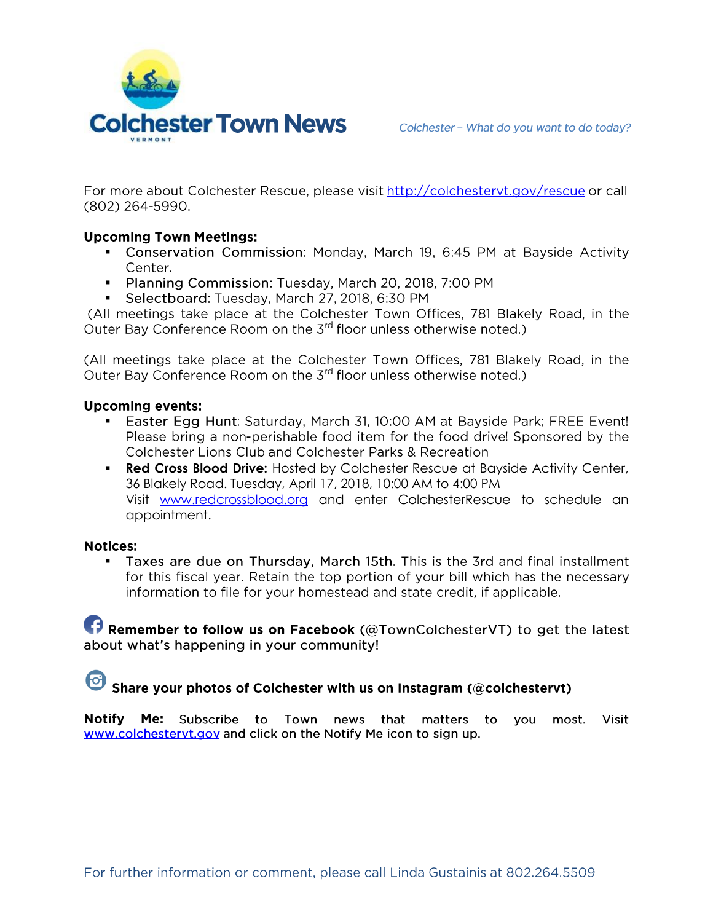For more about Colchester Rescue, please visit http://colchestervt.gov/rescue or call (802) 264-5990.

**Upcoming Town Meetings:**

- Conservation Commission: Monday, March 19, 6:45 PM at Bayside Activity Center.
- Planning Commission: Tuesday, March 20, 2018, 7:00 PM
- Selectboard: Tuesday, March 27, 2018, 6:30 PM

(All meetings take place at the Colchester Town Offices, 781 Blakely Road, in the Outer Bay Conference Room on the 3rd floor unless otherwise noted.)

(All meetings take place at the Colchester Town Offices, 781 Blakely Road, in the Outer Bay Conference Room on the 3rd floor unless otherwise noted.)

**Upcoming events:**

- Easter Egg Hunt: Saturday, March 31, 10:00 AM at Bayside Park; FREE Event! Please bring a non-perishable food item for the food drive! Sponsored by the Colchester Lions Club and Colchester Parks & Recreation
- **Red Cross Blood Drive:** Hosted by Colchester Rescue at Bayside Activity Center, 36 Blakely Road. Tuesday, April 17, 2018, 10:00 AM to 4:00 PM
  Visit www.redcrossblood.org and enter ColchesterRescue to schedule an appointment.

**Notices:**

- Taxes are due on Thursday, March 15th. This is the 3rd and final installment for this fiscal year. Retain the top portion of your bill which has the necessary information to file for your homestead and state credit, if applicable.

**Remember to follow us on Facebook** (@TownColchesterVT) to get the latest about what's happening in your community!

**Share your photos of Colchester with us on Instagram (@colchestervt)**

**Notify Me:** Subscribe to Town news that matters to you most. Visit www.colchestervt.gov and click on the Notify Me icon to sign up.

For further information or comment, please call Linda Gustainis at 802.264.5509